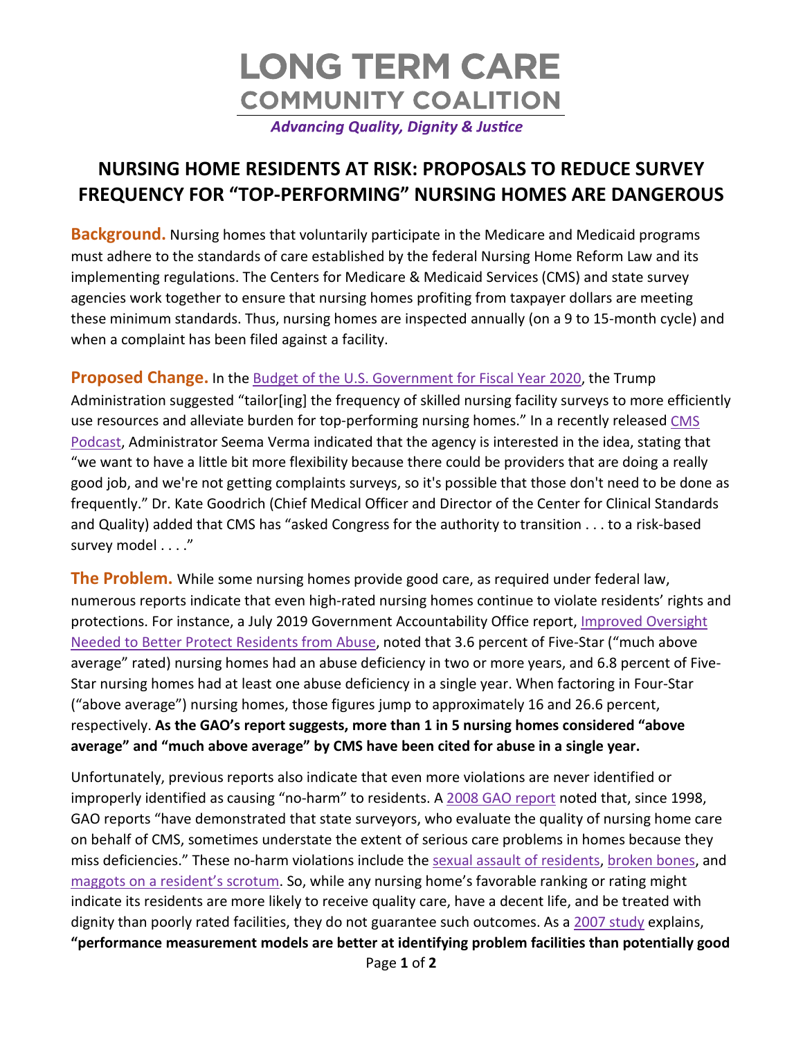# LONG TERM CARE COMMUNITY COALITION

*Advancing Quality, Dignity & Justice*

## NURSING HOME RESIDENTS AT RISK: PROPOSALS TO REDUCE SURVEY FREQUENCY FOR "TOP-PERFORMING" NURSING HOMES ARE DANGEROUS

**Background.** Nursing homes that voluntarily participate in the Medicare and Medicaid programs must adhere to the standards of care established by the federal Nursing Home Reform Law and its implementing regulations. The Centers for Medicare & Medicaid Services (CMS) and state survey agencies work together to ensure that nursing homes profiting from taxpayer dollars are meeting these minimum standards. Thus, nursing homes are inspected annually (on a 9 to 15-month cycle) and when a complaint has been filed against a facility.

**Proposed Change.** In the Budget of the U.S. Government for Fiscal Year 2020, the Trump Administration suggested "tailor[ing] the frequency of skilled nursing facility surveys to more efficiently use resources and alleviate burden for top-performing nursing homes." In a recently released CMS Podcast, Administrator Seema Verma indicated that the agency is interested in the idea, stating that "we want to have a little bit more flexibility because there could be providers that are doing a really good job, and we're not getting complaints surveys, so it's possible that those don't need to be done as frequently." Dr. Kate Goodrich (Chief Medical Officer and Director of the Center for Clinical Standards and Quality) added that CMS has "asked Congress for the authority to transition . . . to a risk-based survey model . . . ."

**The Problem.** While some nursing homes provide good care, as required under federal law, numerous reports indicate that even high-rated nursing homes continue to violate residents' rights and protections. For instance, a July 2019 Government Accountability Office report, Improved Oversight Needed to Better Protect Residents from Abuse, noted that 3.6 percent of Five-Star ("much above average" rated) nursing homes had an abuse deficiency in two or more years, and 6.8 percent of Five-Star nursing homes had at least one abuse deficiency in a single year. When factoring in Four-Star ("above average") nursing homes, those figures jump to approximately 16 and 26.6 percent, respectively. **As the GAO's report suggests, more than 1 in 5 nursing homes considered "above average" and "much above average" by CMS have been cited for abuse in a single year.**

Unfortunately, previous reports also indicate that even more violations are never identified or improperly identified as causing "no-harm" to residents. A 2008 GAO report noted that, since 1998, GAO reports "have demonstrated that state surveyors, who evaluate the quality of nursing home care on behalf of CMS, sometimes understate the extent of serious care problems in homes because they miss deficiencies." These no-harm violations include the sexual assault of residents, broken bones, and maggots on a resident's scrotum. So, while any nursing home's favorable ranking or rating might indicate its residents are more likely to receive quality care, have a decent life, and be treated with dignity than poorly rated facilities, they do not guarantee such outcomes. As a 2007 study explains, **"performance measurement models are better at identifying problem facilities than potentially good**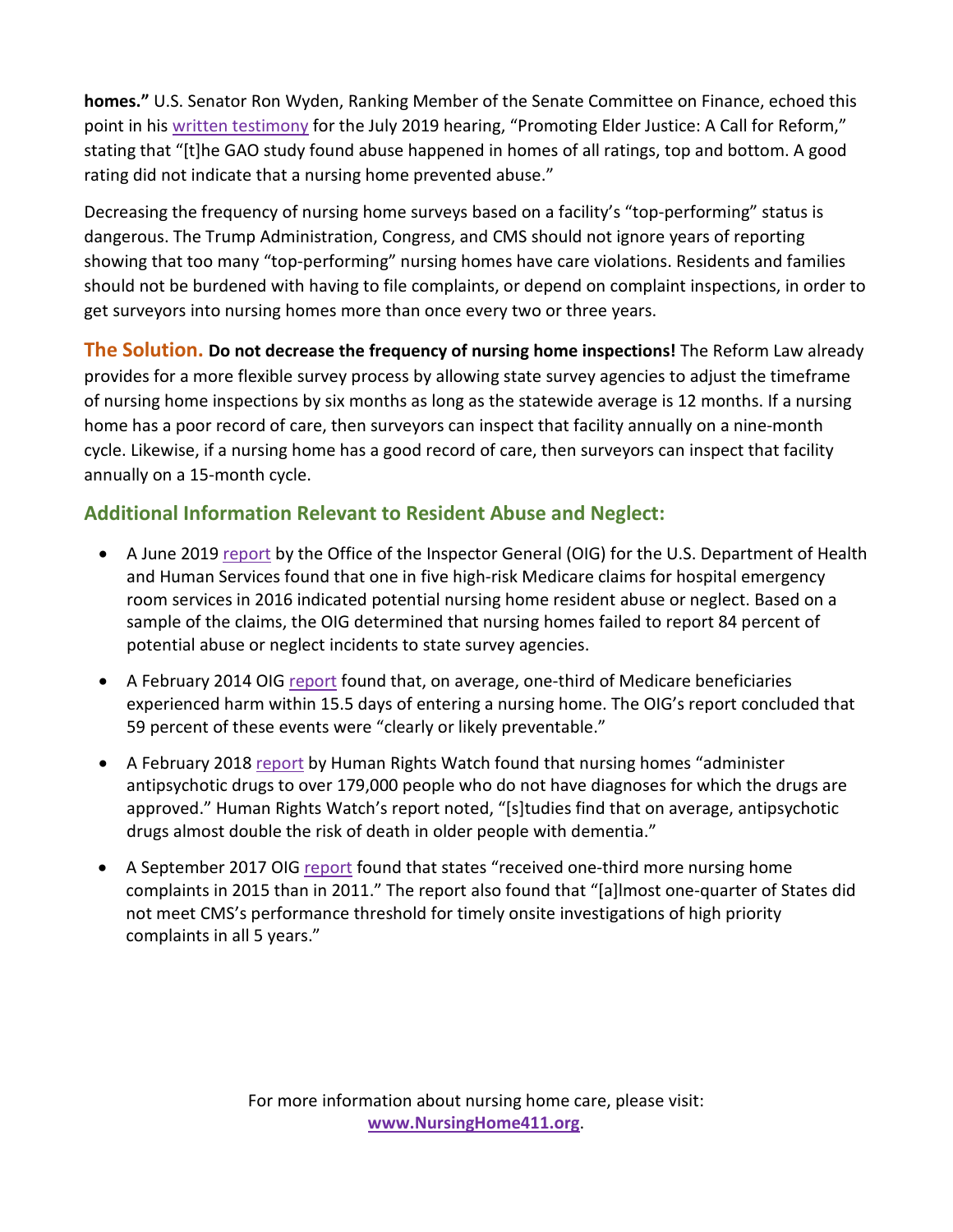**homes."** U.S. Senator Ron Wyden, Ranking Member of the Senate Committee on Finance, echoed this point in his written testimony for the July 2019 hearing, "Promoting Elder Justice: A Call for Reform," stating that "[t]he GAO study found abuse happened in homes of all ratings, top and bottom. A good rating did not indicate that a nursing home prevented abuse."

Decreasing the frequency of nursing home surveys based on a facility's "top-performing" status is dangerous. The Trump Administration, Congress, and CMS should not ignore years of reporting showing that too many "top-performing" nursing homes have care violations. Residents and families should not be burdened with having to file complaints, or depend on complaint inspections, in order to get surveyors into nursing homes more than once every two or three years.

**The Solution. Do not decrease the frequency of nursing home inspections!** The Reform Law already provides for a more flexible survey process by allowing state survey agencies to adjust the timeframe of nursing home inspections by six months as long as the statewide average is 12 months. If a nursing home has a poor record of care, then surveyors can inspect that facility annually on a nine-month cycle. Likewise, if a nursing home has a good record of care, then surveyors can inspect that facility annually on a 15-month cycle.

## Additional Information Relevant to Resident Abuse and Neglect:

- A June 2019 report by the Office of the Inspector General (OIG) for the U.S. Department of Health and Human Services found that one in five high-risk Medicare claims for hospital emergency room services in 2016 indicated potential nursing home resident abuse or neglect. Based on a sample of the claims, the OIG determined that nursing homes failed to report 84 percent of potential abuse or neglect incidents to state survey agencies.
- A February 2014 OIG report found that, on average, one-third of Medicare beneficiaries experienced harm within 15.5 days of entering a nursing home. The OIG's report concluded that 59 percent of these events were "clearly or likely preventable."
- A February 2018 report by Human Rights Watch found that nursing homes "administer antipsychotic drugs to over 179,000 people who do not have diagnoses for which the drugs are approved." Human Rights Watch's report noted, "[s]tudies find that on average, antipsychotic drugs almost double the risk of death in older people with dementia."
- A September 2017 OIG report found that states "received one-third more nursing home complaints in 2015 than in 2011." The report also found that "[a]lmost one-quarter of States did not meet CMS's performance threshold for timely onsite investigations of high priority complaints in all 5 years."

For more information about nursing home care, please visit: **www.NursingHome411.org**.